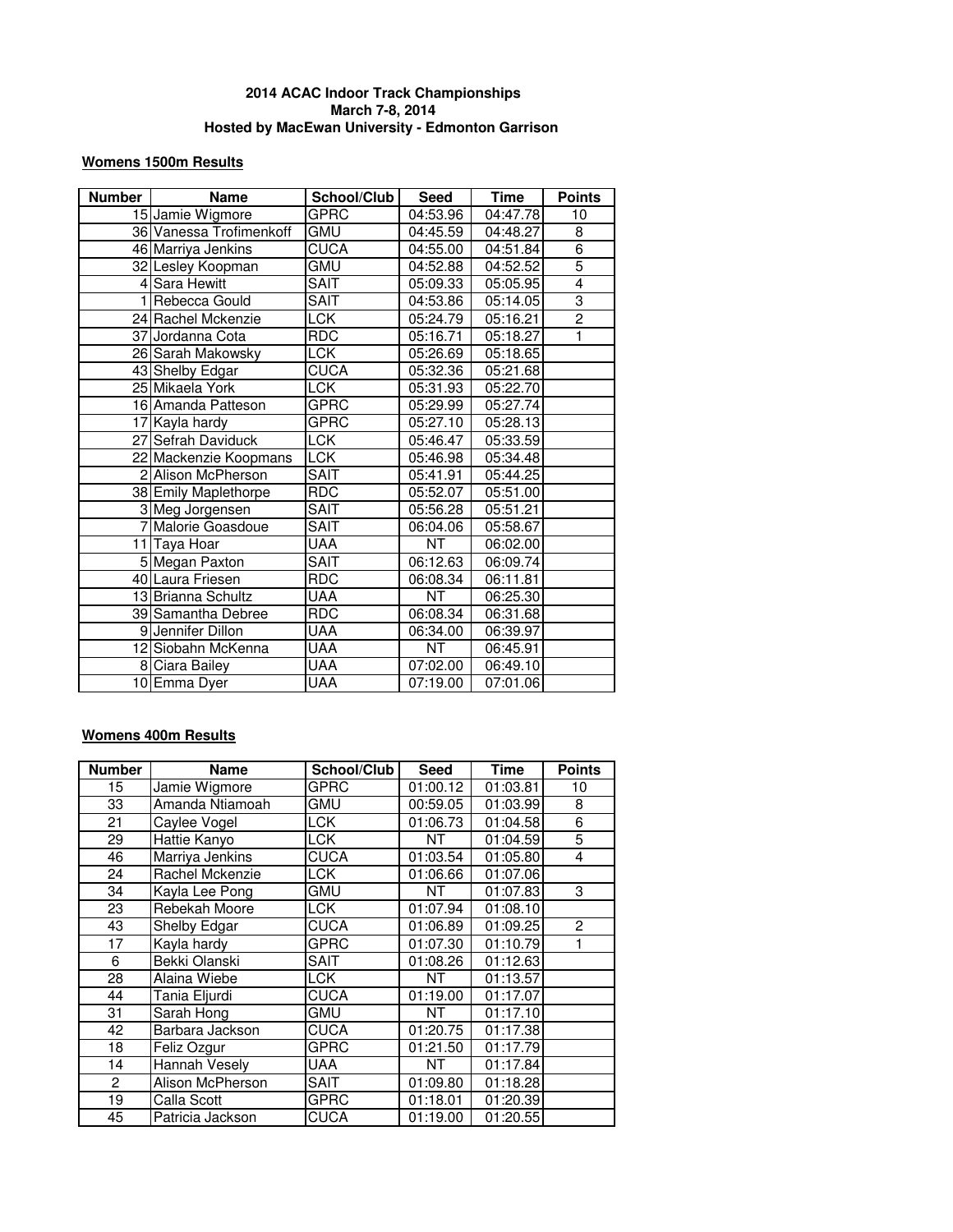**2014 ACAC Indoor Track Championships**
**March 7-8, 2014**
**Hosted by MacEwan University - Edmonton Garrison**

## Womens 1500m Results

| Number | Name | School/Club | Seed | Time | Points |
|---|---|---|---|---|---|
| 15 | Jamie Wigmore | GPRC | 04:53.96 | 04:47.78 | 10 |
| 36 | Vanessa Trofimenkoff | GMU | 04:45.59 | 04:48.27 | 8 |
| 46 | Marriya Jenkins | CUCA | 04:55.00 | 04:51.84 | 6 |
| 32 | Lesley Koopman | GMU | 04:52.88 | 04:52.52 | 5 |
| 4 | Sara Hewitt | SAIT | 05:09.33 | 05:05.95 | 4 |
| 1 | Rebecca Gould | SAIT | 04:53.86 | 05:14.05 | 3 |
| 24 | Rachel Mckenzie | LCK | 05:24.79 | 05:16.21 | 2 |
| 37 | Jordanna Cota | RDC | 05:16.71 | 05:18.27 | 1 |
| 26 | Sarah Makowsky | LCK | 05:26.69 | 05:18.65 | |
| 43 | Shelby Edgar | CUCA | 05:32.36 | 05:21.68 | |
| 25 | Mikaela York | LCK | 05:31.93 | 05:22.70 | |
| 16 | Amanda Patteson | GPRC | 05:29.99 | 05:27.74 | |
| 17 | Kayla hardy | GPRC | 05:27.10 | 05:28.13 | |
| 27 | Sefrah Daviduck | LCK | 05:46.47 | 05:33.59 | |
| 22 | Mackenzie Koopmans | LCK | 05:46.98 | 05:34.48 | |
| 2 | Alison McPherson | SAIT | 05:41.91 | 05:44.25 | |
| 38 | Emily Maplethorpe | RDC | 05:52.07 | 05:51.00 | |
| 3 | Meg Jorgensen | SAIT | 05:56.28 | 05:51.21 | |
| 7 | Malorie Goasdoue | SAIT | 06:04.06 | 05:58.67 | |
| 11 | Taya Hoar | UAA | NT | 06:02.00 | |
| 5 | Megan Paxton | SAIT | 06:12.63 | 06:09.74 | |
| 40 | Laura Friesen | RDC | 06:08.34 | 06:11.81 | |
| 13 | Brianna Schultz | UAA | NT | 06:25.30 | |
| 39 | Samantha Debree | RDC | 06:08.34 | 06:31.68 | |
| 9 | Jennifer Dillon | UAA | 06:34.00 | 06:39.97 | |
| 12 | Siobahn McKenna | UAA | NT | 06:45.91 | |
| 8 | Ciara Bailey | UAA | 07:02.00 | 06:49.10 | |
| 10 | Emma Dyer | UAA | 07:19.00 | 07:01.06 | |

## Womens 400m Results

| Number | Name | School/Club | Seed | Time | Points |
|---|---|---|---|---|---|
| 15 | Jamie Wigmore | GPRC | 01:00.12 | 01:03.81 | 10 |
| 33 | Amanda Ntiamoah | GMU | 00:59.05 | 01:03.99 | 8 |
| 21 | Caylee Vogel | LCK | 01:06.73 | 01:04.58 | 6 |
| 29 | Hattie Kanyo | LCK | NT | 01:04.59 | 5 |
| 46 | Marriya Jenkins | CUCA | 01:03.54 | 01:05.80 | 4 |
| 24 | Rachel Mckenzie | LCK | 01:06.66 | 01:07.06 | |
| 34 | Kayla Lee Pong | GMU | NT | 01:07.83 | 3 |
| 23 | Rebekah Moore | LCK | 01:07.94 | 01:08.10 | |
| 43 | Shelby Edgar | CUCA | 01:06.89 | 01:09.25 | 2 |
| 17 | Kayla hardy | GPRC | 01:07.30 | 01:10.79 | 1 |
| 6 | Bekki Olanski | SAIT | 01:08.26 | 01:12.63 | |
| 28 | Alaina Wiebe | LCK | NT | 01:13.57 | |
| 44 | Tania Eljurdi | CUCA | 01:19.00 | 01:17.07 | |
| 31 | Sarah Hong | GMU | NT | 01:17.10 | |
| 42 | Barbara Jackson | CUCA | 01:20.75 | 01:17.38 | |
| 18 | Feliz Ozgur | GPRC | 01:21.50 | 01:17.79 | |
| 14 | Hannah Vesely | UAA | NT | 01:17.84 | |
| 2 | Alison McPherson | SAIT | 01:09.80 | 01:18.28 | |
| 19 | Calla Scott | GPRC | 01:18.01 | 01:20.39 | |
| 45 | Patricia Jackson | CUCA | 01:19.00 | 01:20.55 | |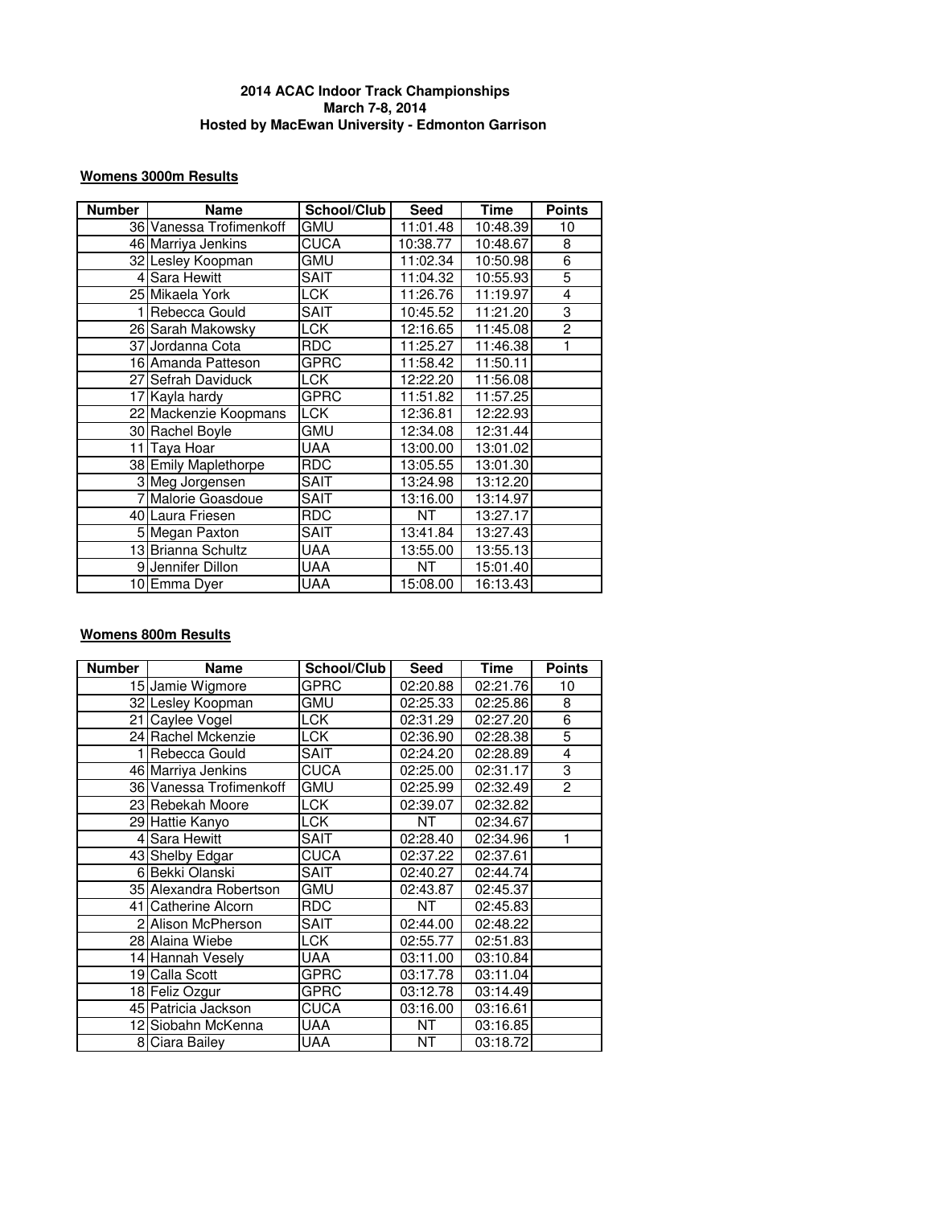**2014 ACAC Indoor Track Championships**
**March 7-8, 2014**
**Hosted by MacEwan University - Edmonton Garrison**

**Womens 3000m Results**

| Number | Name | School/Club | Seed | Time | Points |
|---|---|---|---|---|---|
| 36 | Vanessa Trofimenkoff | GMU | 11:01.48 | 10:48.39 | 10 |
| 46 | Marriya Jenkins | CUCA | 10:38.77 | 10:48.67 | 8 |
| 32 | Lesley Koopman | GMU | 11:02.34 | 10:50.98 | 6 |
| 4 | Sara Hewitt | SAIT | 11:04.32 | 10:55.93 | 5 |
| 25 | Mikaela York | LCK | 11:26.76 | 11:19.97 | 4 |
| 1 | Rebecca Gould | SAIT | 10:45.52 | 11:21.20 | 3 |
| 26 | Sarah Makowsky | LCK | 12:16.65 | 11:45.08 | 2 |
| 37 | Jordanna Cota | RDC | 11:25.27 | 11:46.38 | 1 |
| 16 | Amanda Patteson | GPRC | 11:58.42 | 11:50.11 | |
| 27 | Sefrah Daviduck | LCK | 12:22.20 | 11:56.08 | |
| 17 | Kayla hardy | GPRC | 11:51.82 | 11:57.25 | |
| 22 | Mackenzie Koopmans | LCK | 12:36.81 | 12:22.93 | |
| 30 | Rachel Boyle | GMU | 12:34.08 | 12:31.44 | |
| 11 | Taya Hoar | UAA | 13:00.00 | 13:01.02 | |
| 38 | Emily Maplethorpe | RDC | 13:05.55 | 13:01.30 | |
| 3 | Meg Jorgensen | SAIT | 13:24.98 | 13:12.20 | |
| 7 | Malorie Goasdoue | SAIT | 13:16.00 | 13:14.97 | |
| 40 | Laura Friesen | RDC | NT | 13:27.17 | |
| 5 | Megan Paxton | SAIT | 13:41.84 | 13:27.43 | |
| 13 | Brianna Schultz | UAA | 13:55.00 | 13:55.13 | |
| 9 | Jennifer Dillon | UAA | NT | 15:01.40 | |
| 10 | Emma Dyer | UAA | 15:08.00 | 16:13.43 | |

**Womens 800m Results**

| Number | Name | School/Club | Seed | Time | Points |
|---|---|---|---|---|---|
| 15 | Jamie Wigmore | GPRC | 02:20.88 | 02:21.76 | 10 |
| 32 | Lesley Koopman | GMU | 02:25.33 | 02:25.86 | 8 |
| 21 | Caylee Vogel | LCK | 02:31.29 | 02:27.20 | 6 |
| 24 | Rachel Mckenzie | LCK | 02:36.90 | 02:28.38 | 5 |
| 1 | Rebecca Gould | SAIT | 02:24.20 | 02:28.89 | 4 |
| 46 | Marriya Jenkins | CUCA | 02:25.00 | 02:31.17 | 3 |
| 36 | Vanessa Trofimenkoff | GMU | 02:25.99 | 02:32.49 | 2 |
| 23 | Rebekah Moore | LCK | 02:39.07 | 02:32.82 | |
| 29 | Hattie Kanyo | LCK | NT | 02:34.67 | |
| 4 | Sara Hewitt | SAIT | 02:28.40 | 02:34.96 | 1 |
| 43 | Shelby Edgar | CUCA | 02:37.22 | 02:37.61 | |
| 6 | Bekki Olanski | SAIT | 02:40.27 | 02:44.74 | |
| 35 | Alexandra Robertson | GMU | 02:43.87 | 02:45.37 | |
| 41 | Catherine Alcorn | RDC | NT | 02:45.83 | |
| 2 | Alison McPherson | SAIT | 02:44.00 | 02:48.22 | |
| 28 | Alaina Wiebe | LCK | 02:55.77 | 02:51.83 | |
| 14 | Hannah Vesely | UAA | 03:11.00 | 03:10.84 | |
| 19 | Calla Scott | GPRC | 03:17.78 | 03:11.04 | |
| 18 | Feliz Ozgur | GPRC | 03:12.78 | 03:14.49 | |
| 45 | Patricia Jackson | CUCA | 03:16.00 | 03:16.61 | |
| 12 | Siobahn McKenna | UAA | NT | 03:16.85 | |
| 8 | Ciara Bailey | UAA | NT | 03:18.72 | |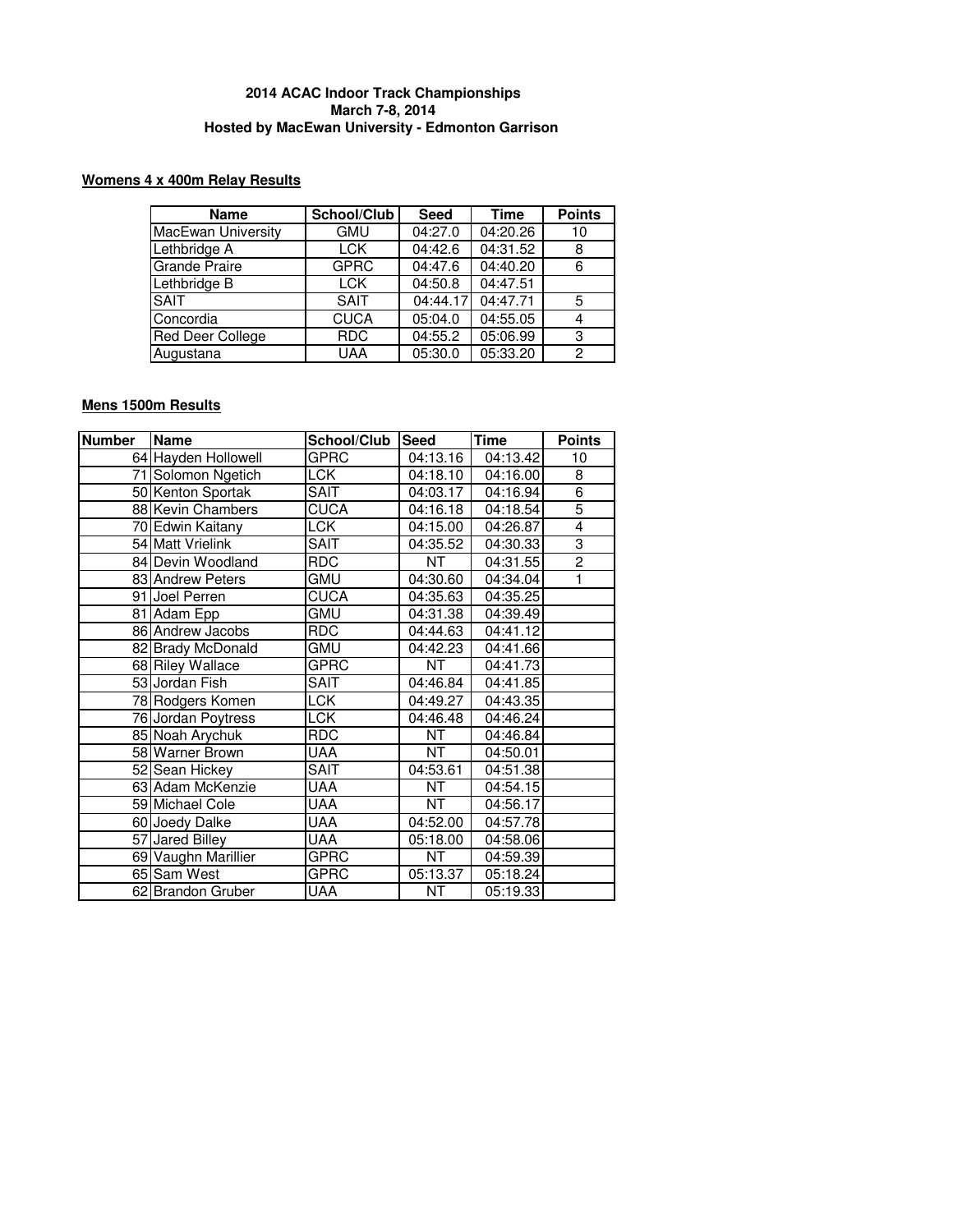**2014 ACAC Indoor Track Championships**
**March 7-8, 2014**
**Hosted by MacEwan University - Edmonton Garrison**

**Womens 4 x 400m Relay Results**

| Name | School/Club | Seed | Time | Points |
|---|---|---|---|---|
| MacEwan University | GMU | 04:27.0 | 04:20.26 | 10 |
| Lethbridge A | LCK | 04:42.6 | 04:31.52 | 8 |
| Grande Praire | GPRC | 04:47.6 | 04:40.20 | 6 |
| Lethbridge B | LCK | 04:50.8 | 04:47.51 | |
| SAIT | SAIT | 04:44.17 | 04:47.71 | 5 |
| Concordia | CUCA | 05:04.0 | 04:55.05 | 4 |
| Red Deer College | RDC | 04:55.2 | 05:06.99 | 3 |
| Augustana | UAA | 05:30.0 | 05:33.20 | 2 |

**Mens 1500m Results**

| Number | Name | School/Club | Seed | Time | Points |
|---|---|---|---|---|---|
| 64 | Hayden Hollowell | GPRC | 04:13.16 | 04:13.42 | 10 |
| 71 | Solomon Ngetich | LCK | 04:18.10 | 04:16.00 | 8 |
| 50 | Kenton Sportak | SAIT | 04:03.17 | 04:16.94 | 6 |
| 88 | Kevin Chambers | CUCA | 04:16.18 | 04:18.54 | 5 |
| 70 | Edwin Kaitany | LCK | 04:15.00 | 04:26.87 | 4 |
| 54 | Matt Vrielink | SAIT | 04:35.52 | 04:30.33 | 3 |
| 84 | Devin Woodland | RDC | NT | 04:31.55 | 2 |
| 83 | Andrew Peters | GMU | 04:30.60 | 04:34.04 | 1 |
| 91 | Joel Perren | CUCA | 04:35.63 | 04:35.25 | |
| 81 | Adam Epp | GMU | 04:31.38 | 04:39.49 | |
| 86 | Andrew Jacobs | RDC | 04:44.63 | 04:41.12 | |
| 82 | Brady McDonald | GMU | 04:42.23 | 04:41.66 | |
| 68 | Riley Wallace | GPRC | NT | 04:41.73 | |
| 53 | Jordan Fish | SAIT | 04:46.84 | 04:41.85 | |
| 78 | Rodgers Komen | LCK | 04:49.27 | 04:43.35 | |
| 76 | Jordan Poytress | LCK | 04:46.48 | 04:46.24 | |
| 85 | Noah Arychuk | RDC | NT | 04:46.84 | |
| 58 | Warner Brown | UAA | NT | 04:50.01 | |
| 52 | Sean Hickey | SAIT | 04:53.61 | 04:51.38 | |
| 63 | Adam McKenzie | UAA | NT | 04:54.15 | |
| 59 | Michael Cole | UAA | NT | 04:56.17 | |
| 60 | Joedy Dalke | UAA | 04:52.00 | 04:57.78 | |
| 57 | Jared Billey | UAA | 05:18.00 | 04:58.06 | |
| 69 | Vaughn Marillier | GPRC | NT | 04:59.39 | |
| 65 | Sam West | GPRC | 05:13.37 | 05:18.24 | |
| 62 | Brandon Gruber | UAA | NT | 05:19.33 | |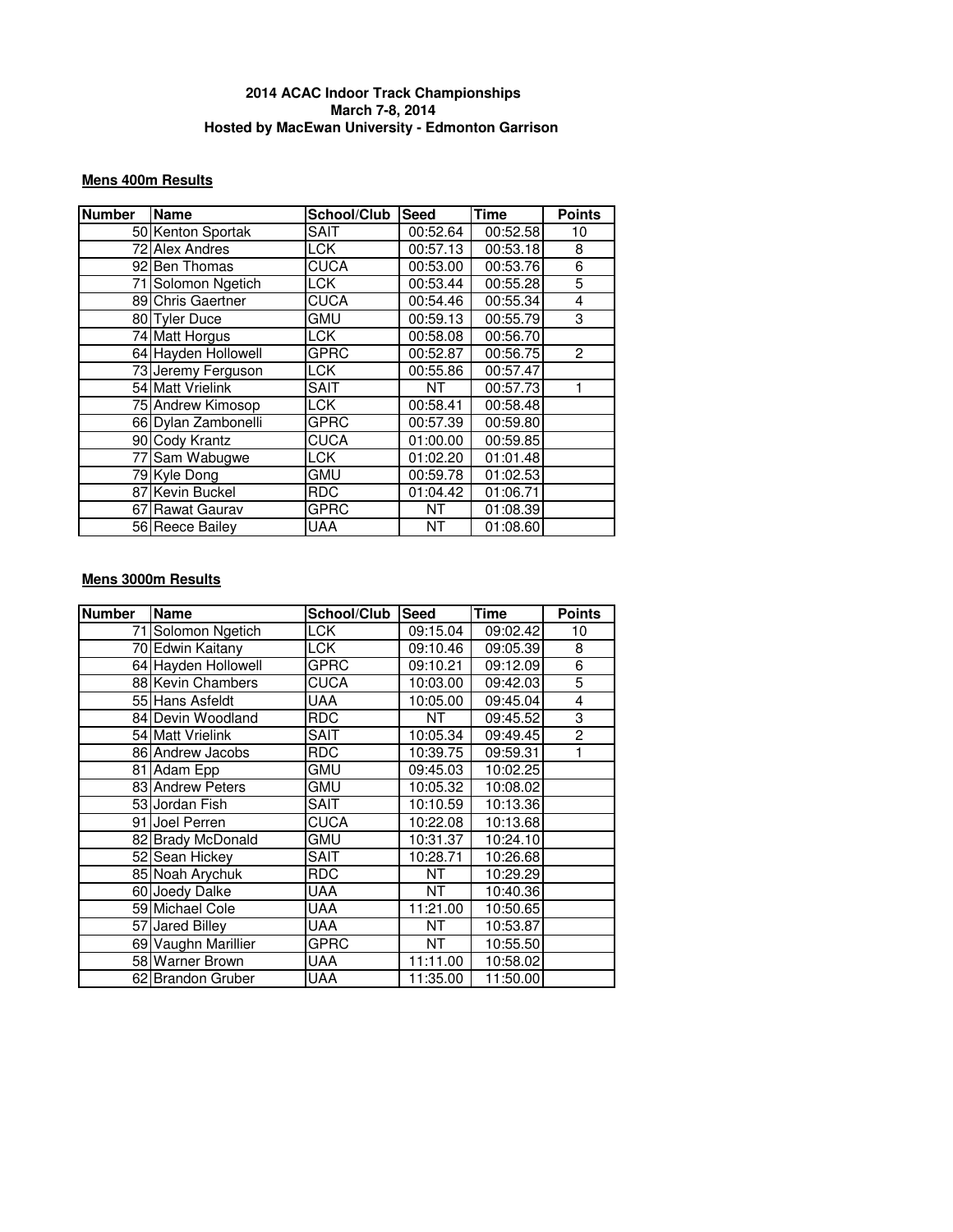**2014 ACAC Indoor Track Championships**
**March 7-8, 2014**
**Hosted by MacEwan University - Edmonton Garrison**

**Mens 400m Results**

| Number | Name | School/Club | Seed | Time | Points |
|---|---|---|---|---|---|
| 50 | Kenton Sportak | SAIT | 00:52.64 | 00:52.58 | 10 |
| 72 | Alex Andres | LCK | 00:57.13 | 00:53.18 | 8 |
| 92 | Ben Thomas | CUCA | 00:53.00 | 00:53.76 | 6 |
| 71 | Solomon Ngetich | LCK | 00:53.44 | 00:55.28 | 5 |
| 89 | Chris Gaertner | CUCA | 00:54.46 | 00:55.34 | 4 |
| 80 | Tyler Duce | GMU | 00:59.13 | 00:55.79 | 3 |
| 74 | Matt Horgus | LCK | 00:58.08 | 00:56.70 | |
| 64 | Hayden Hollowell | GPRC | 00:52.87 | 00:56.75 | 2 |
| 73 | Jeremy Ferguson | LCK | 00:55.86 | 00:57.47 | |
| 54 | Matt Vrielink | SAIT | NT | 00:57.73 | 1 |
| 75 | Andrew Kimosop | LCK | 00:58.41 | 00:58.48 | |
| 66 | Dylan Zambonelli | GPRC | 00:57.39 | 00:59.80 | |
| 90 | Cody Krantz | CUCA | 01:00.00 | 00:59.85 | |
| 77 | Sam Wabugwe | LCK | 01:02.20 | 01:01.48 | |
| 79 | Kyle Dong | GMU | 00:59.78 | 01:02.53 | |
| 87 | Kevin Buckel | RDC | 01:04.42 | 01:06.71 | |
| 67 | Rawat Gaurav | GPRC | NT | 01:08.39 | |
| 56 | Reece Bailey | UAA | NT | 01:08.60 | |

**Mens 3000m Results**

| Number | Name | School/Club | Seed | Time | Points |
|---|---|---|---|---|---|
| 71 | Solomon Ngetich | LCK | 09:15.04 | 09:02.42 | 10 |
| 70 | Edwin Kaitany | LCK | 09:10.46 | 09:05.39 | 8 |
| 64 | Hayden Hollowell | GPRC | 09:10.21 | 09:12.09 | 6 |
| 88 | Kevin Chambers | CUCA | 10:03.00 | 09:42.03 | 5 |
| 55 | Hans Asfeldt | UAA | 10:05.00 | 09:45.04 | 4 |
| 84 | Devin Woodland | RDC | NT | 09:45.52 | 3 |
| 54 | Matt Vrielink | SAIT | 10:05.34 | 09:49.45 | 2 |
| 86 | Andrew Jacobs | RDC | 10:39.75 | 09:59.31 | 1 |
| 81 | Adam Epp | GMU | 09:45.03 | 10:02.25 | |
| 83 | Andrew Peters | GMU | 10:05.32 | 10:08.02 | |
| 53 | Jordan Fish | SAIT | 10:10.59 | 10:13.36 | |
| 91 | Joel Perren | CUCA | 10:22.08 | 10:13.68 | |
| 82 | Brady McDonald | GMU | 10:31.37 | 10:24.10 | |
| 52 | Sean Hickey | SAIT | 10:28.71 | 10:26.68 | |
| 85 | Noah Arychuk | RDC | NT | 10:29.29 | |
| 60 | Joedy Dalke | UAA | NT | 10:40.36 | |
| 59 | Michael Cole | UAA | 11:21.00 | 10:50.65 | |
| 57 | Jared Billey | UAA | NT | 10:53.87 | |
| 69 | Vaughn Marillier | GPRC | NT | 10:55.50 | |
| 58 | Warner Brown | UAA | 11:11.00 | 10:58.02 | |
| 62 | Brandon Gruber | UAA | 11:35.00 | 11:50.00 | |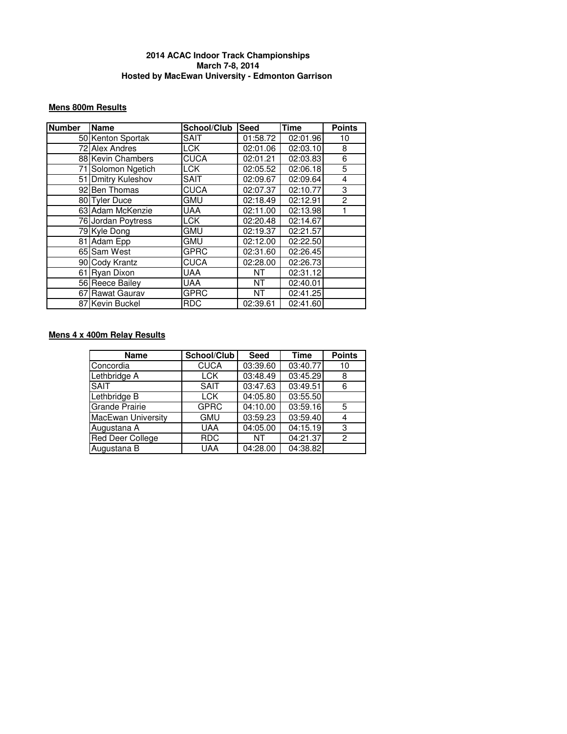**2014 ACAC Indoor Track Championships**
**March 7-8, 2014**
**Hosted by MacEwan University - Edmonton Garrison**

**Mens 800m Results**

| Number | Name | School/Club | Seed | Time | Points |
|---|---|---|---|---|---|
| 50 | Kenton Sportak | SAIT | 01:58.72 | 02:01.96 | 10 |
| 72 | Alex Andres | LCK | 02:01.06 | 02:03.10 | 8 |
| 88 | Kevin Chambers | CUCA | 02:01.21 | 02:03.83 | 6 |
| 71 | Solomon Ngetich | LCK | 02:05.52 | 02:06.18 | 5 |
| 51 | Dmitry Kuleshov | SAIT | 02:09.67 | 02:09.64 | 4 |
| 92 | Ben Thomas | CUCA | 02:07.37 | 02:10.77 | 3 |
| 80 | Tyler Duce | GMU | 02:18.49 | 02:12.91 | 2 |
| 63 | Adam McKenzie | UAA | 02:11.00 | 02:13.98 | 1 |
| 76 | Jordan Poytress | LCK | 02:20.48 | 02:14.67 | |
| 79 | Kyle Dong | GMU | 02:19.37 | 02:21.57 | |
| 81 | Adam Epp | GMU | 02:12.00 | 02:22.50 | |
| 65 | Sam West | GPRC | 02:31.60 | 02:26.45 | |
| 90 | Cody Krantz | CUCA | 02:28.00 | 02:26.73 | |
| 61 | Ryan Dixon | UAA | NT | 02:31.12 | |
| 56 | Reece Bailey | UAA | NT | 02:40.01 | |
| 67 | Rawat Gaurav | GPRC | NT | 02:41.25 | |
| 87 | Kevin Buckel | RDC | 02:39.61 | 02:41.60 | |

**Mens 4 x 400m Relay Results**

| Name | School/Club | Seed | Time | Points |
|---|---|---|---|---|
| Concordia | CUCA | 03:39.60 | 03:40.77 | 10 |
| Lethbridge A | LCK | 03:48.49 | 03:45.29 | 8 |
| SAIT | SAIT | 03:47.63 | 03:49.51 | 6 |
| Lethbridge B | LCK | 04:05.80 | 03:55.50 | |
| Grande Prairie | GPRC | 04:10.00 | 03:59.16 | 5 |
| MacEwan University | GMU | 03:59.23 | 03:59.40 | 4 |
| Augustana A | UAA | 04:05.00 | 04:15.19 | 3 |
| Red Deer College | RDC | NT | 04:21.37 | 2 |
| Augustana B | UAA | 04:28.00 | 04:38.82 | |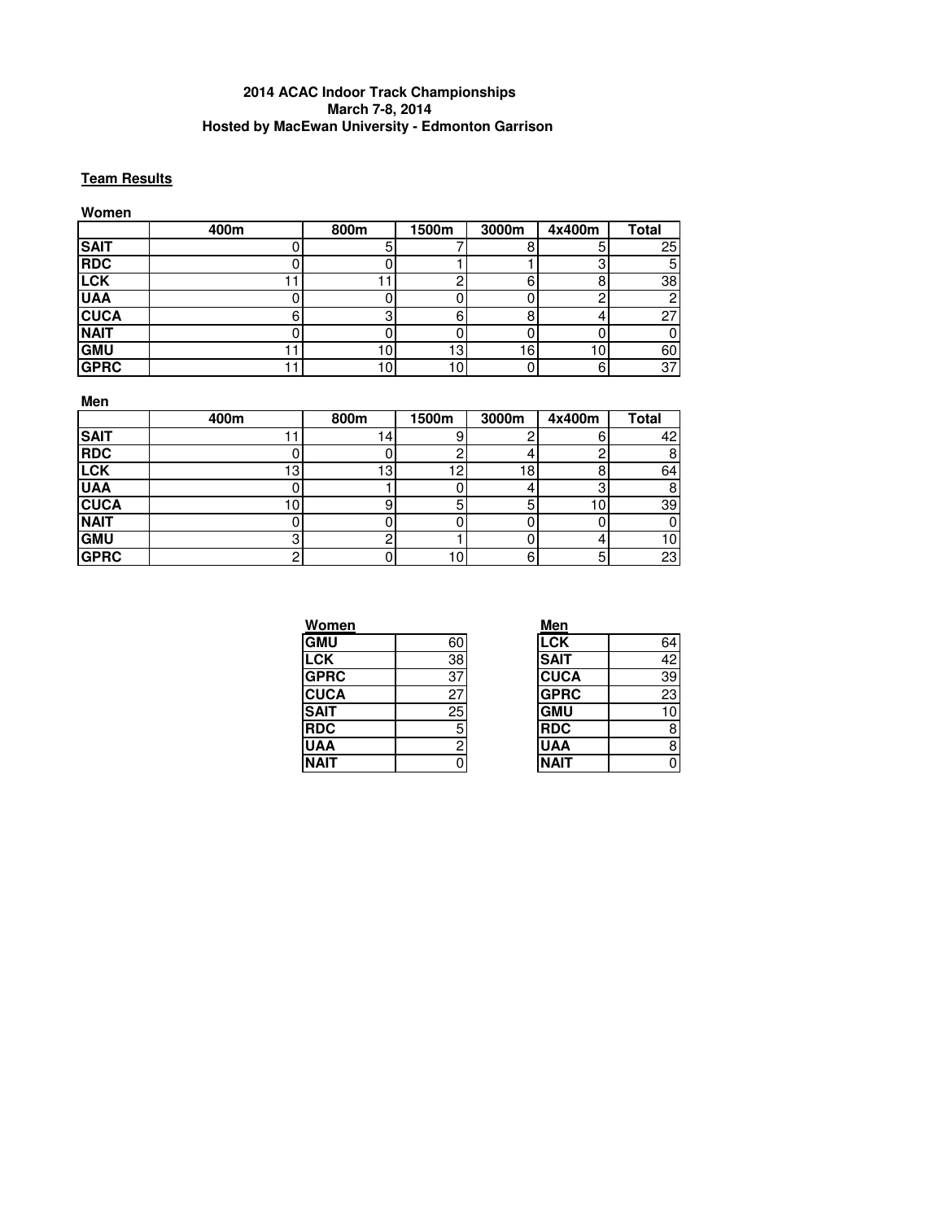**2014 ACAC Indoor Track Championships**
**March 7-8, 2014**
**Hosted by MacEwan University - Edmonton Garrison**

**Team Results**

**Women**

| | 400m | 800m | 1500m | 3000m | 4x400m | Total |
|---|---|---|---|---|---|---|
| **SAIT** | 0 | 5 | 7 | 8 | 5 | 25 |
| **RDC** | 0 | 0 | 1 | 1 | 3 | 5 |
| **LCK** | 11 | 11 | 2 | 6 | 8 | 38 |
| **UAA** | 0 | 0 | 0 | 0 | 2 | 2 |
| **CUCA** | 6 | 3 | 6 | 8 | 4 | 27 |
| **NAIT** | 0 | 0 | 0 | 0 | 0 | 0 |
| **GMU** | 11 | 10 | 13 | 16 | 10 | 60 |
| **GPRC** | 11 | 10 | 10 | 0 | 6 | 37 |

**Men**

| | 400m | 800m | 1500m | 3000m | 4x400m | Total |
|---|---|---|---|---|---|---|
| **SAIT** | 11 | 14 | 9 | 2 | 6 | 42 |
| **RDC** | 0 | 0 | 2 | 4 | 2 | 8 |
| **LCK** | 13 | 13 | 12 | 18 | 8 | 64 |
| **UAA** | 0 | 1 | 0 | 4 | 3 | 8 |
| **CUCA** | 10 | 9 | 5 | 5 | 10 | 39 |
| **NAIT** | 0 | 0 | 0 | 0 | 0 | 0 |
| **GMU** | 3 | 2 | 1 | 0 | 4 | 10 |
| **GPRC** | 2 | 0 | 10 | 6 | 5 | 23 |

**Women**

| | |
|---|---|
| **GMU** | 60 |
| **LCK** | 38 |
| **GPRC** | 37 |
| **CUCA** | 27 |
| **SAIT** | 25 |
| **RDC** | 5 |
| **UAA** | 2 |
| **NAIT** | 0 |

**Men**

| | |
|---|---|
| **LCK** | 64 |
| **SAIT** | 42 |
| **CUCA** | 39 |
| **GPRC** | 23 |
| **GMU** | 10 |
| **RDC** | 8 |
| **UAA** | 8 |
| **NAIT** | 0 |